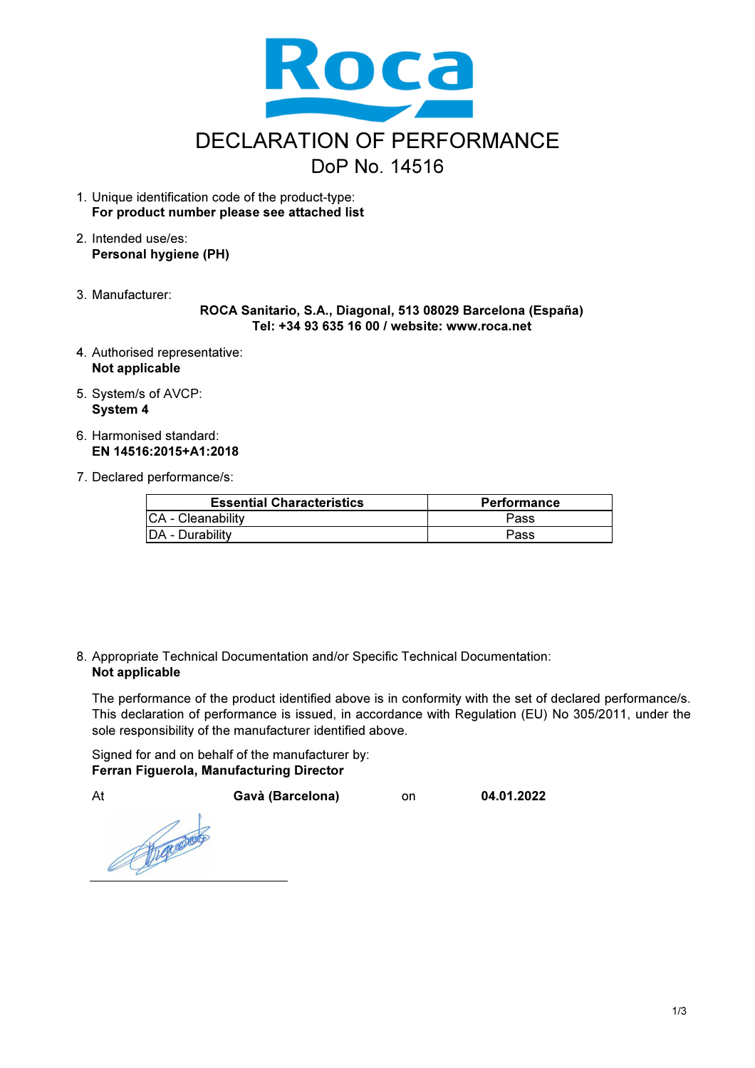Roca

# DECLARATION OF PERFORMANCE

## DoP No. 14516

1. Unique identification code of the product-type:
   **For product number please see attached list**

2. Intended use/es:
   **Personal hygiene (PH)**

3. Manufacturer:
   **ROCA Sanitario, S.A., Diagonal, 513 08029 Barcelona (España)**
   **Tel: +34 93 635 16 00 / website: www.roca.net**

4. Authorised representative:
   **Not applicable**

5. System/s of AVCP:
   **System 4**

6. Harmonised standard:
   **EN 14516:2015+A1:2018**

7. Declared performance/s:

| Essential Characteristics | Performance |
| --- | --- |
| CA - Cleanability | Pass |
| DA - Durability | Pass |

8. Appropriate Technical Documentation and/or Specific Technical Documentation:
   **Not applicable**

   The performance of the product identified above is in conformity with the set of declared performance/s. This declaration of performance is issued, in accordance with Regulation (EU) No 305/2011, under the sole responsibility of the manufacturer identified above.

   Signed for and on behalf of the manufacturer by:
   **Ferran Figuerola, Manufacturing Director**

   At **Gavà (Barcelona)** on **04.01.2022**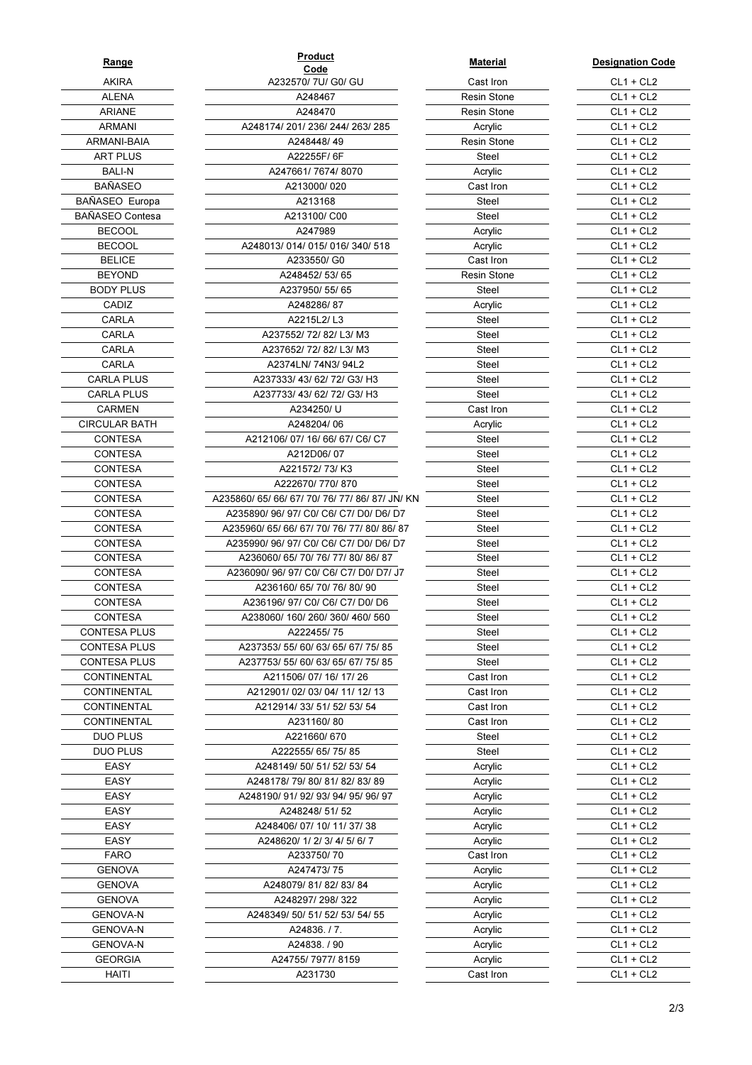| Range | Product Code | Material | Designation Code |
|---|---|---|---|
| AKIRA | A232570/ 7U/ G0/ GU | Cast Iron | CL1 + CL2 |
| ALENA | A248467 | Resin Stone | CL1 + CL2 |
| ARIANE | A248470 | Resin Stone | CL1 + CL2 |
| ARMANI | A248174/ 201/ 236/ 244/ 263/ 285 | Acrylic | CL1 + CL2 |
| ARMANI-BAIA | A248448/ 49 | Resin Stone | CL1 + CL2 |
| ART PLUS | A22255F/ 6F | Steel | CL1 + CL2 |
| BALI-N | A247661/ 7674/ 8070 | Acrylic | CL1 + CL2 |
| BAÑASEO | A213000/ 020 | Cast Iron | CL1 + CL2 |
| BAÑASEO Europa | A213168 | Steel | CL1 + CL2 |
| BAÑASEO Contesa | A213100/ C00 | Steel | CL1 + CL2 |
| BECOOL | A247989 | Acrylic | CL1 + CL2 |
| BECOOL | A248013/ 014/ 015/ 016/ 340/ 518 | Acrylic | CL1 + CL2 |
| BELICE | A233550/ G0 | Cast Iron | CL1 + CL2 |
| BEYOND | A248452/ 53/ 65 | Resin Stone | CL1 + CL2 |
| BODY PLUS | A237950/ 55/ 65 | Steel | CL1 + CL2 |
| CADIZ | A248286/ 87 | Acrylic | CL1 + CL2 |
| CARLA | A2215L2/ L3 | Steel | CL1 + CL2 |
| CARLA | A237552/ 72/ 82/ L3/ M3 | Steel | CL1 + CL2 |
| CARLA | A237652/ 72/ 82/ L3/ M3 | Steel | CL1 + CL2 |
| CARLA | A2374LN/ 74N3/ 94L2 | Steel | CL1 + CL2 |
| CARLA PLUS | A237333/ 43/ 62/ 72/ G3/ H3 | Steel | CL1 + CL2 |
| CARLA PLUS | A237733/ 43/ 62/ 72/ G3/ H3 | Steel | CL1 + CL2 |
| CARMEN | A234250/ U | Cast Iron | CL1 + CL2 |
| CIRCULAR BATH | A248204/ 06 | Acrylic | CL1 + CL2 |
| CONTESA | A212106/ 07/ 16/ 66/ 67/ C6/ C7 | Steel | CL1 + CL2 |
| CONTESA | A212D06/ 07 | Steel | CL1 + CL2 |
| CONTESA | A221572/ 73/ K3 | Steel | CL1 + CL2 |
| CONTESA | A222670/ 770/ 870 | Steel | CL1 + CL2 |
| CONTESA | A235860/ 65/ 66/ 67/ 70/ 76/ 77/ 86/ 87/ JN/ KN | Steel | CL1 + CL2 |
| CONTESA | A235890/ 96/ 97/ C0/ C6/ C7/ D0/ D6/ D7 | Steel | CL1 + CL2 |
| CONTESA | A235960/ 65/ 66/ 67/ 70/ 76/ 77/ 80/ 86/ 87 | Steel | CL1 + CL2 |
| CONTESA | A235990/ 96/ 97/ C0/ C6/ C7/ D0/ D6/ D7 | Steel | CL1 + CL2 |
| CONTESA | A236060/ 65/ 70/ 76/ 77/ 80/ 86/ 87 | Steel | CL1 + CL2 |
| CONTESA | A236090/ 96/ 97/ C0/ C6/ C7/ D0/ D7/ J7 | Steel | CL1 + CL2 |
| CONTESA | A236160/ 65/ 70/ 76/ 80/ 90 | Steel | CL1 + CL2 |
| CONTESA | A236196/ 97/ C0/ C6/ C7/ D0/ D6 | Steel | CL1 + CL2 |
| CONTESA | A238060/ 160/ 260/ 360/ 460/ 560 | Steel | CL1 + CL2 |
| CONTESA PLUS | A222455/ 75 | Steel | CL1 + CL2 |
| CONTESA PLUS | A237353/ 55/ 60/ 63/ 65/ 67/ 75/ 85 | Steel | CL1 + CL2 |
| CONTESA PLUS | A237753/ 55/ 60/ 63/ 65/ 67/ 75/ 85 | Steel | CL1 + CL2 |
| CONTINENTAL | A211506/ 07/ 16/ 17/ 26 | Cast Iron | CL1 + CL2 |
| CONTINENTAL | A212901/ 02/ 03/ 04/ 11/ 12/ 13 | Cast Iron | CL1 + CL2 |
| CONTINENTAL | A212914/ 33/ 51/ 52/ 53/ 54 | Cast Iron | CL1 + CL2 |
| CONTINENTAL | A231160/ 80 | Cast Iron | CL1 + CL2 |
| DUO PLUS | A221660/ 670 | Steel | CL1 + CL2 |
| DUO PLUS | A222555/ 65/ 75/ 85 | Steel | CL1 + CL2 |
| EASY | A248149/ 50/ 51/ 52/ 53/ 54 | Acrylic | CL1 + CL2 |
| EASY | A248178/ 79/ 80/ 81/ 82/ 83/ 89 | Acrylic | CL1 + CL2 |
| EASY | A248190/ 91/ 92/ 93/ 94/ 95/ 96/ 97 | Acrylic | CL1 + CL2 |
| EASY | A248248/ 51/ 52 | Acrylic | CL1 + CL2 |
| EASY | A248406/ 07/ 10/ 11/ 37/ 38 | Acrylic | CL1 + CL2 |
| EASY | A248620/ 1/ 2/ 3/ 4/ 5/ 6/ 7 | Acrylic | CL1 + CL2 |
| FARO | A233750/ 70 | Cast Iron | CL1 + CL2 |
| GENOVA | A247473/ 75 | Acrylic | CL1 + CL2 |
| GENOVA | A248079/ 81/ 82/ 83/ 84 | Acrylic | CL1 + CL2 |
| GENOVA | A248297/ 298/ 322 | Acrylic | CL1 + CL2 |
| GENOVA-N | A248349/ 50/ 51/ 52/ 53/ 54/ 55 | Acrylic | CL1 + CL2 |
| GENOVA-N | A24836. / 7. | Acrylic | CL1 + CL2 |
| GENOVA-N | A24838. / 90 | Acrylic | CL1 + CL2 |
| GEORGIA | A24755/ 7977/ 8159 | Acrylic | CL1 + CL2 |
| HAITI | A231730 | Cast Iron | CL1 + CL2 |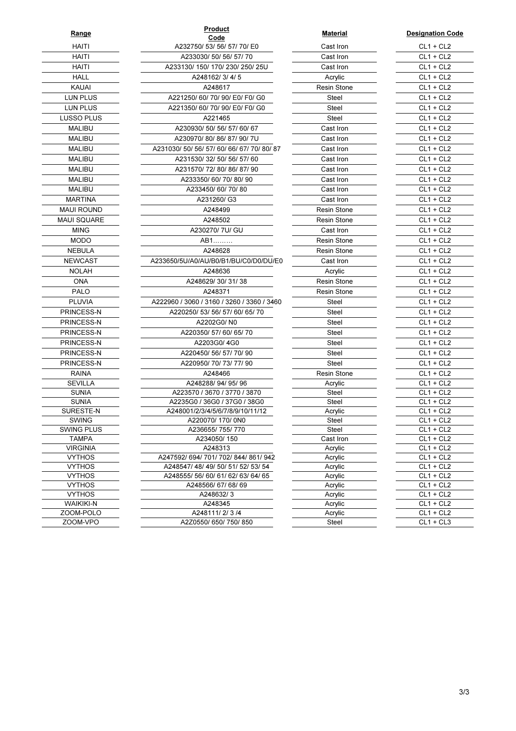| Range | Product Code | Material | Designation Code |
| --- | --- | --- | --- |
| HAITI | A232750/ 53/ 56/ 57/ 70/ E0 | Cast Iron | CL1 + CL2 |
| HAITI | A233030/ 50/ 56/ 57/ 70 | Cast Iron | CL1 + CL2 |
| HAITI | A233130/ 150/ 170/ 230/ 250/ 25U | Cast Iron | CL1 + CL2 |
| HALL | A248162/ 3/ 4/ 5 | Acrylic | CL1 + CL2 |
| KAUAI | A248617 | Resin Stone | CL1 + CL2 |
| LUN PLUS | A221250/ 60/ 70/ 90/ E0/ F0/ G0 | Steel | CL1 + CL2 |
| LUN PLUS | A221350/ 60/ 70/ 90/ E0/ F0/ G0 | Steel | CL1 + CL2 |
| LUSSO PLUS | A221465 | Steel | CL1 + CL2 |
| MALIBU | A230930/ 50/ 56/ 57/ 60/ 67 | Cast Iron | CL1 + CL2 |
| MALIBU | A230970/ 80/ 86/ 87/ 90/ 7U | Cast Iron | CL1 + CL2 |
| MALIBU | A231030/ 50/ 56/ 57/ 60/ 66/ 67/ 70/ 80/ 87 | Cast Iron | CL1 + CL2 |
| MALIBU | A231530/ 32/ 50/ 56/ 57/ 60 | Cast Iron | CL1 + CL2 |
| MALIBU | A231570/ 72/ 80/ 86/ 87/ 90 | Cast Iron | CL1 + CL2 |
| MALIBU | A233350/ 60/ 70/ 80/ 90 | Cast Iron | CL1 + CL2 |
| MALIBU | A233450/ 60/ 70/ 80 | Cast Iron | CL1 + CL2 |
| MARTINA | A231260/ G3 | Cast Iron | CL1 + CL2 |
| MAUI ROUND | A248499 | Resin Stone | CL1 + CL2 |
| MAUI SQUARE | A248502 | Resin Stone | CL1 + CL2 |
| MING | A230270/ 7U/ GU | Cast Iron | CL1 + CL2 |
| MODO | AB1……… | Resin Stone | CL1 + CL2 |
| NEBULA | A248628 | Resin Stone | CL1 + CL2 |
| NEWCAST | A233650/5U/A0/AU/B0/B1/BU/C0/D0/DU/E0 | Cast Iron | CL1 + CL2 |
| NOLAH | A248636 | Acrylic | CL1 + CL2 |
| ONA | A248629/ 30/ 31/ 38 | Resin Stone | CL1 + CL2 |
| PALO | A248371 | Resin Stone | CL1 + CL2 |
| PLUVIA | A222960 / 3060 / 3160 / 3260 / 3360 / 3460 | Steel | CL1 + CL2 |
| PRINCESS-N | A220250/ 53/ 56/ 57/ 60/ 65/ 70 | Steel | CL1 + CL2 |
| PRINCESS-N | A2202G0/ N0 | Steel | CL1 + CL2 |
| PRINCESS-N | A220350/ 57/ 60/ 65/ 70 | Steel | CL1 + CL2 |
| PRINCESS-N | A2203G0/ 4G0 | Steel | CL1 + CL2 |
| PRINCESS-N | A220450/ 56/ 57/ 70/ 90 | Steel | CL1 + CL2 |
| PRINCESS-N | A220950/ 70/ 73/ 77/ 90 | Steel | CL1 + CL2 |
| RAINA | A248466 | Resin Stone | CL1 + CL2 |
| SEVILLA | A248288/ 94/ 95/ 96 | Acrylic | CL1 + CL2 |
| SUNIA | A223570 / 3670 / 3770 / 3870 | Steel | CL1 + CL2 |
| SUNIA | A2235G0 / 36G0 / 37G0 / 38G0 | Steel | CL1 + CL2 |
| SURESTE-N | A248001/2/3/4/5/6/7/8/9/10/11/12 | Acrylic | CL1 + CL2 |
| SWING | A220070/ 170/ 0N0 | Steel | CL1 + CL2 |
| SWING PLUS | A236655/ 755/ 770 | Steel | CL1 + CL2 |
| TAMPA | A234050/ 150 | Cast Iron | CL1 + CL2 |
| VIRGINIA | A248313 | Acrylic | CL1 + CL2 |
| VYTHOS | A247592/ 694/ 701/ 702/ 844/ 861/ 942 | Acrylic | CL1 + CL2 |
| VYTHOS | A248547/ 48/ 49/ 50/ 51/ 52/ 53/ 54 | Acrylic | CL1 + CL2 |
| VYTHOS | A248555/ 56/ 60/ 61/ 62/ 63/ 64/ 65 | Acrylic | CL1 + CL2 |
| VYTHOS | A248566/ 67/ 68/ 69 | Acrylic | CL1 + CL2 |
| VYTHOS | A248632/ 3 | Acrylic | CL1 + CL2 |
| WAIKIKI-N | A248345 | Acrylic | CL1 + CL2 |
| ZOOM-POLO | A248111/ 2/ 3 /4 | Acrylic | CL1 + CL2 |
| ZOOM-VPO | A2Z0550/ 650/ 750/ 850 | Steel | CL1 + CL3 |